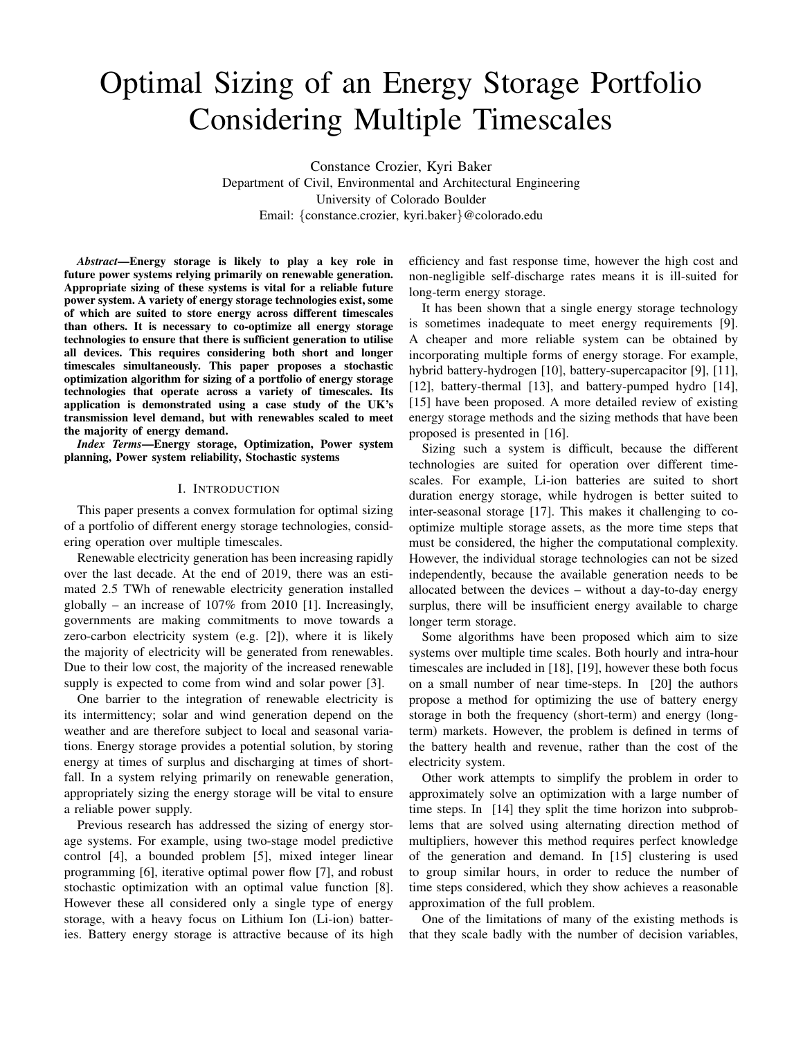# Optimal Sizing of an Energy Storage Portfolio Considering Multiple Timescales

Constance Crozier, Kyri Baker
Department of Civil, Environmental and Architectural Engineering
University of Colorado Boulder
Email: {constance.crozier, kyri.baker}@colorado.edu

***Abstract*—Energy storage is likely to play a key role in future power systems relying primarily on renewable generation. Appropriate sizing of these systems is vital for a reliable future power system. A variety of energy storage technologies exist, some of which are suited to store energy across different timescales than others. It is necessary to co-optimize all energy storage technologies to ensure that there is sufficient generation to utilise all devices. This requires considering both short and longer timescales simultaneously. This paper proposes a stochastic optimization algorithm for sizing of a portfolio of energy storage technologies that operate across a variety of timescales. Its application is demonstrated using a case study of the UK's transmission level demand, but with renewables scaled to meet the majority of energy demand.**

***Index Terms*—Energy storage, Optimization, Power system planning, Power system reliability, Stochastic systems**

## I. Introduction

This paper presents a convex formulation for optimal sizing of a portfolio of different energy storage technologies, considering operation over multiple timescales.

Renewable electricity generation has been increasing rapidly over the last decade. At the end of 2019, there was an estimated 2.5 TWh of renewable electricity generation installed globally – an increase of 107% from 2010 [1]. Increasingly, governments are making commitments to move towards a zero-carbon electricity system (e.g. [2]), where it is likely the majority of electricity will be generated from renewables. Due to their low cost, the majority of the increased renewable supply is expected to come from wind and solar power [3].

One barrier to the integration of renewable electricity is its intermittency; solar and wind generation depend on the weather and are therefore subject to local and seasonal variations. Energy storage provides a potential solution, by storing energy at times of surplus and discharging at times of shortfall. In a system relying primarily on renewable generation, appropriately sizing the energy storage will be vital to ensure a reliable power supply.

Previous research has addressed the sizing of energy storage systems. For example, using two-stage model predictive control [4], a bounded problem [5], mixed integer linear programming [6], iterative optimal power flow [7], and robust stochastic optimization with an optimal value function [8]. However these all considered only a single type of energy storage, with a heavy focus on Lithium Ion (Li-ion) batteries. Battery energy storage is attractive because of its high efficiency and fast response time, however the high cost and non-negligible self-discharge rates means it is ill-suited for long-term energy storage.

It has been shown that a single energy storage technology is sometimes inadequate to meet energy requirements [9]. A cheaper and more reliable system can be obtained by incorporating multiple forms of energy storage. For example, hybrid battery-hydrogen [10], battery-supercapacitor [9], [11], [12], battery-thermal [13], and battery-pumped hydro [14], [15] have been proposed. A more detailed review of existing energy storage methods and the sizing methods that have been proposed is presented in [16].

Sizing such a system is difficult, because the different technologies are suited for operation over different timescales. For example, Li-ion batteries are suited to short duration energy storage, while hydrogen is better suited to inter-seasonal storage [17]. This makes it challenging to co-optimize multiple storage assets, as the more time steps that must be considered, the higher the computational complexity. However, the individual storage technologies can not be sized independently, because the available generation needs to be allocated between the devices – without a day-to-day energy surplus, there will be insufficient energy available to charge longer term storage.

Some algorithms have been proposed which aim to size systems over multiple time scales. Both hourly and intra-hour timescales are included in [18], [19], however these both focus on a small number of near time-steps. In [20] the authors propose a method for optimizing the use of battery energy storage in both the frequency (short-term) and energy (long-term) markets. However, the problem is defined in terms of the battery health and revenue, rather than the cost of the electricity system.

Other work attempts to simplify the problem in order to approximately solve an optimization with a large number of time steps. In [14] they split the time horizon into subproblems that are solved using alternating direction method of multipliers, however this method requires perfect knowledge of the generation and demand. In [15] clustering is used to group similar hours, in order to reduce the number of time steps considered, which they show achieves a reasonable approximation of the full problem.

One of the limitations of many of the existing methods is that they scale badly with the number of decision variables,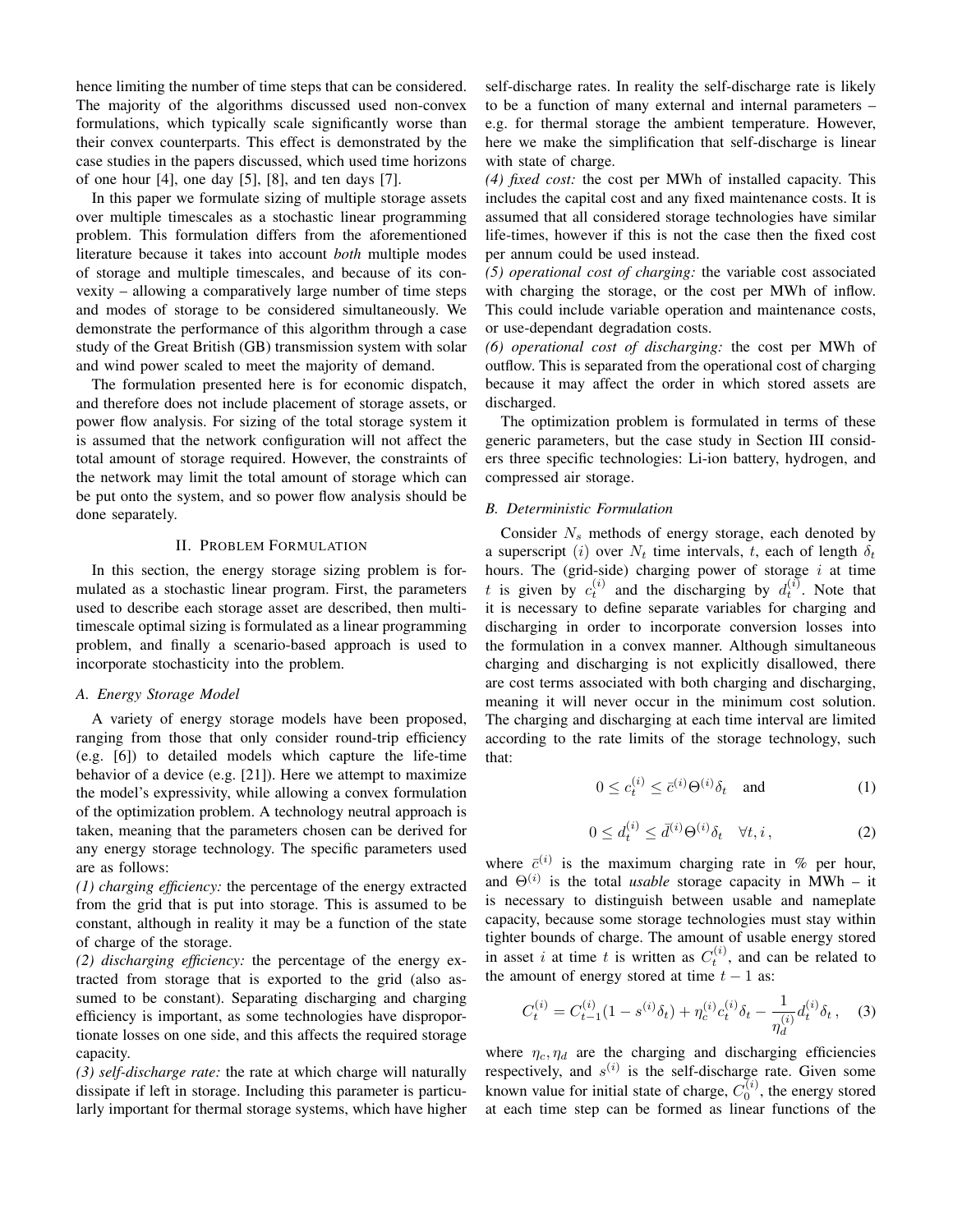hence limiting the number of time steps that can be considered. The majority of the algorithms discussed used non-convex formulations, which typically scale significantly worse than their convex counterparts. This effect is demonstrated by the case studies in the papers discussed, which used time horizons of one hour [4], one day [5], [8], and ten days [7].

In this paper we formulate sizing of multiple storage assets over multiple timescales as a stochastic linear programming problem. This formulation differs from the aforementioned literature because it takes into account *both* multiple modes of storage and multiple timescales, and because of its convexity – allowing a comparatively large number of time steps and modes of storage to be considered simultaneously. We demonstrate the performance of this algorithm through a case study of the Great British (GB) transmission system with solar and wind power scaled to meet the majority of demand.

The formulation presented here is for economic dispatch, and therefore does not include placement of storage assets, or power flow analysis. For sizing of the total storage system it is assumed that the network configuration will not affect the total amount of storage required. However, the constraints of the network may limit the total amount of storage which can be put onto the system, and so power flow analysis should be done separately.

## II. Problem Formulation

In this section, the energy storage sizing problem is formulated as a stochastic linear program. First, the parameters used to describe each storage asset are described, then multi-timescale optimal sizing is formulated as a linear programming problem, and finally a scenario-based approach is used to incorporate stochasticity into the problem.

### A. Energy Storage Model

A variety of energy storage models have been proposed, ranging from those that only consider round-trip efficiency (e.g. [6]) to detailed models which capture the life-time behavior of a device (e.g. [21]). Here we attempt to maximize the model's expressivity, while allowing a convex formulation of the optimization problem. A technology neutral approach is taken, meaning that the parameters chosen can be derived for any energy storage technology. The specific parameters used are as follows:

*(1) charging efficiency:* the percentage of the energy extracted from the grid that is put into storage. This is assumed to be constant, although in reality it may be a function of the state of charge of the storage.

*(2) discharging efficiency:* the percentage of the energy extracted from storage that is exported to the grid (also assumed to be constant). Separating discharging and charging efficiency is important, as some technologies have disproportionate losses on one side, and this affects the required storage capacity.

*(3) self-discharge rate:* the rate at which charge will naturally dissipate if left in storage. Including this parameter is particularly important for thermal storage systems, which have higher self-discharge rates. In reality the self-discharge rate is likely to be a function of many external and internal parameters – e.g. for thermal storage the ambient temperature. However, here we make the simplification that self-discharge is linear with state of charge.

*(4) fixed cost:* the cost per MWh of installed capacity. This includes the capital cost and any fixed maintenance costs. It is assumed that all considered storage technologies have similar life-times, however if this is not the case then the fixed cost per annum could be used instead.

*(5) operational cost of charging:* the variable cost associated with charging the storage, or the cost per MWh of inflow. This could include variable operation and maintenance costs, or use-dependant degradation costs.

*(6) operational cost of discharging:* the cost per MWh of outflow. This is separated from the operational cost of charging because it may affect the order in which stored assets are discharged.

The optimization problem is formulated in terms of these generic parameters, but the case study in Section III considers three specific technologies: Li-ion battery, hydrogen, and compressed air storage.

### B. Deterministic Formulation

Consider $N_s$ methods of energy storage, each denoted by a superscript $(i)$ over $N_t$ time intervals, $t$, each of length $\delta_t$ hours. The (grid-side) charging power of storage $i$ at time $t$ is given by $c_t^{(i)}$ and the discharging by $d_t^{(i)}$. Note that it is necessary to define separate variables for charging and discharging in order to incorporate conversion losses into the formulation in a convex manner. Although simultaneous charging and discharging is not explicitly disallowed, there are cost terms associated with both charging and discharging, meaning it will never occur in the minimum cost solution. The charging and discharging at each time interval are limited according to the rate limits of the storage technology, such that:

$$0 \leq c_t^{(i)} \leq \bar{c}^{(i)} \Theta^{(i)} \delta_t \quad \text{and} \tag{1}$$

$$0 \leq d_t^{(i)} \leq \bar{d}^{(i)} \Theta^{(i)} \delta_t \quad \forall t, i \, , \tag{2}$$

where $\bar{c}^{(i)}$ is the maximum charging rate in % per hour, and $\Theta^{(i)}$ is the total *usable* storage capacity in MWh – it is necessary to distinguish between usable and nameplate capacity, because some storage technologies must stay within tighter bounds of charge. The amount of usable energy stored in asset $i$ at time $t$ is written as $C_t^{(i)}$, and can be related to the amount of energy stored at time $t-1$ as:

$$C_t^{(i)} = C_{t-1}^{(i)}(1 - s^{(i)}\delta_t) + \eta_c^{(i)} c_t^{(i)} \delta_t - \frac{1}{\eta_d^{(i)}} d_t^{(i)} \delta_t \, , \tag{3}$$

where $\eta_c, \eta_d$ are the charging and discharging efficiencies respectively, and $s^{(i)}$ is the self-discharge rate. Given some known value for initial state of charge, $C_0^{(i)}$, the energy stored at each time step can be formed as linear functions of the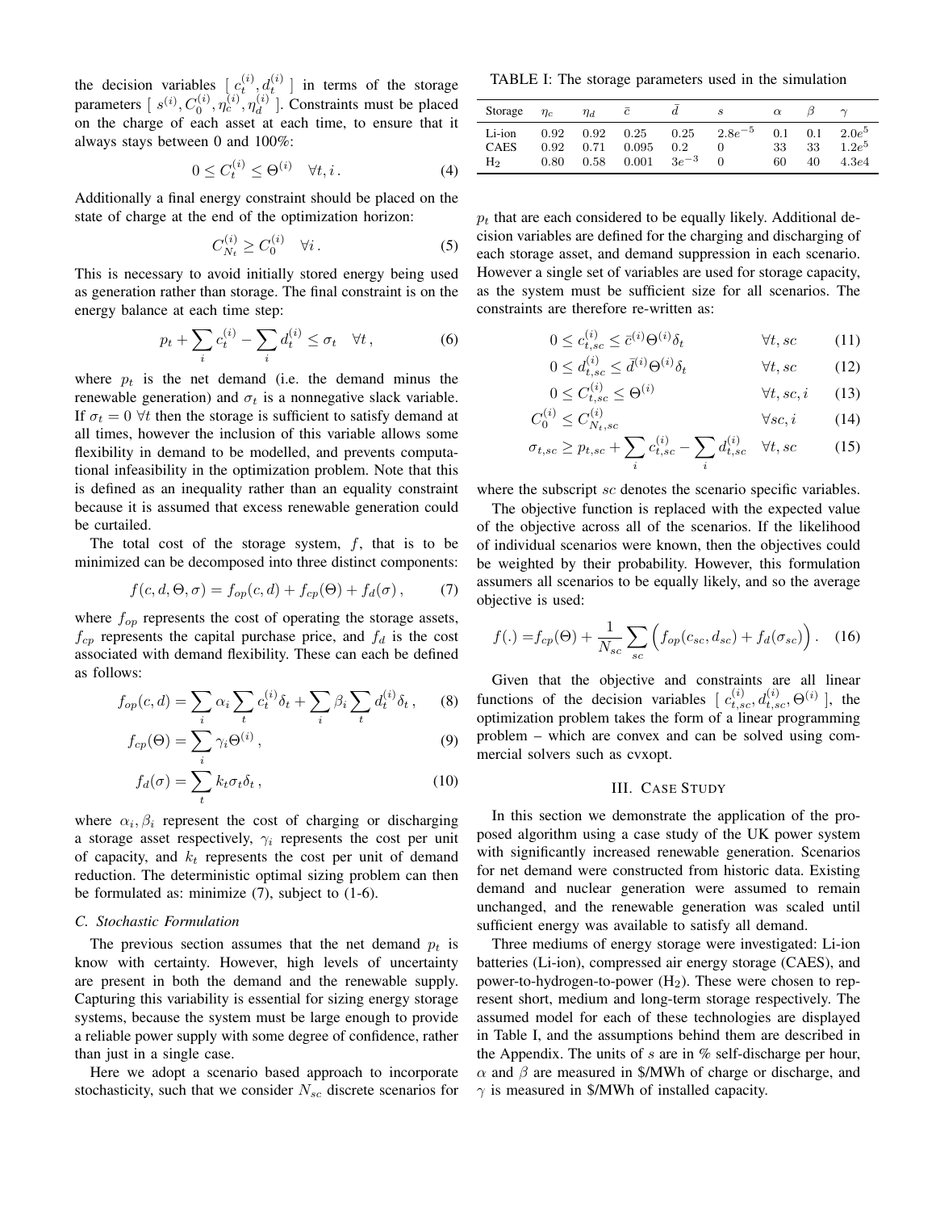the decision variables $[\ c_t^{(i)}, d_t^{(i)}\ ]$ in terms of the storage parameters $[\ s^{(i)}, C_0^{(i)}, \eta_c^{(i)}, \eta_d^{(i)}\ ]$. Constraints must be placed on the charge of each asset at each time, to ensure that it always stays between 0 and 100%:

$$0 \leq C_t^{(i)} \leq \Theta^{(i)} \quad \forall t, i\,. \tag{4}$$

Additionally a final energy constraint should be placed on the state of charge at the end of the optimization horizon:

$$C_{N_t}^{(i)} \geq C_0^{(i)} \quad \forall i\,. \tag{5}$$

This is necessary to avoid initially stored energy being used as generation rather than storage. The final constraint is on the energy balance at each time step:

$$p_t + \sum_i c_t^{(i)} - \sum_i d_t^{(i)} \leq \sigma_t \quad \forall t\,, \tag{6}$$

where $p_t$ is the net demand (i.e. the demand minus the renewable generation) and $\sigma_t$ is a nonnegative slack variable. If $\sigma_t = 0\ \forall t$ then the storage is sufficient to satisfy demand at all times, however the inclusion of this variable allows some flexibility in demand to be modelled, and prevents computational infeasibility in the optimization problem. Note that this is defined as an inequality rather than an equality constraint because it is assumed that excess renewable generation could be curtailed.

The total cost of the storage system, $f$, that is to be minimized can be decomposed into three distinct components:

$$f(c, d, \Theta, \sigma) = f_{op}(c, d) + f_{cp}(\Theta) + f_d(\sigma)\,, \tag{7}$$

where $f_{op}$ represents the cost of operating the storage assets, $f_{cp}$ represents the capital purchase price, and $f_d$ is the cost associated with demand flexibility. These can each be defined as follows:

$$f_{op}(c, d) = \sum_i \alpha_i \sum_t c_t^{(i)} \delta_t + \sum_i \beta_i \sum_t d_t^{(i)} \delta_t\,, \tag{8}$$

$$f_{cp}(\Theta) = \sum_i \gamma_i \Theta^{(i)}\,, \tag{9}$$

$$f_d(\sigma) = \sum_t k_t \sigma_t \delta_t\,, \tag{10}$$

where $\alpha_i, \beta_i$ represent the cost of charging or discharging a storage asset respectively, $\gamma_i$ represents the cost per unit of capacity, and $k_t$ represents the cost per unit of demand reduction. The deterministic optimal sizing problem can then be formulated as: minimize (7), subject to (1-6).

### C. Stochastic Formulation

The previous section assumes that the net demand $p_t$ is know with certainty. However, high levels of uncertainty are present in both the demand and the renewable supply. Capturing this variability is essential for sizing energy storage systems, because the system must be large enough to provide a reliable power supply with some degree of confidence, rather than just in a single case.

Here we adopt a scenario based approach to incorporate stochasticity, such that we consider $N_{sc}$ discrete scenarios for $p_t$ that are each considered to be equally likely. Additional decision variables are defined for the charging and discharging of each storage asset, and demand suppression in each scenario. However a single set of variables are used for storage capacity, as the system must be sufficient size for all scenarios. The constraints are therefore re-written as:

$$0 \leq c_{t,sc}^{(i)} \leq \bar{c}^{(i)} \Theta^{(i)} \delta_t \qquad \forall t, sc \tag{11}$$

$$0 \leq d_{t,sc}^{(i)} \leq \bar{d}^{(i)} \Theta^{(i)} \delta_t \qquad \forall t, sc \tag{12}$$

$$0 \leq C_{t,sc}^{(i)} \leq \Theta^{(i)} \qquad \forall t, sc, i \tag{13}$$

$$C_0^{(i)} \leq C_{N_t,sc}^{(i)} \qquad \forall sc, i \tag{14}$$

$$\sigma_{t,sc} \geq p_{t,sc} + \sum_i c_{t,sc}^{(i)} - \sum_i d_{t,sc}^{(i)} \quad \forall t, sc \tag{15}$$

where the subscript $sc$ denotes the scenario specific variables.

The objective function is replaced with the expected value of the objective across all of the scenarios. If the likelihood of individual scenarios were known, then the objectives could be weighted by their probability. However, this formulation assumers all scenarios to be equally likely, and so the average objective is used:

$$f(.) = f_{cp}(\Theta) + \frac{1}{N_{sc}} \sum_{sc} \Big( f_{op}(c_{sc}, d_{sc}) + f_d(\sigma_{sc}) \Big)\,. \tag{16}$$

Given that the objective and constraints are all linear functions of the decision variables $[\ c_{t,sc}^{(i)}, d_{t,sc}^{(i)}, \Theta^{(i)}\ ]$, the optimization problem takes the form of a linear programming problem – which are convex and can be solved using commercial solvers such as cvxopt.

## III. Case Study

In this section we demonstrate the application of the proposed algorithm using a case study of the UK power system with significantly increased renewable generation. Scenarios for net demand were constructed from historic data. Existing demand and nuclear generation were assumed to remain unchanged, and the renewable generation was scaled until sufficient energy was available to satisfy all demand.

Three mediums of energy storage were investigated: Li-ion batteries (Li-ion), compressed air energy storage (CAES), and power-to-hydrogen-to-power ($H_2$). These were chosen to represent short, medium and long-term storage respectively. The assumed model for each of these technologies are displayed in Table I, and the assumptions behind them are described in the Appendix. The units of $s$ are in % self-discharge per hour, $\alpha$ and $\beta$ are measured in \$/MWh of charge or discharge, and $\gamma$ is measured in \$/MWh of installed capacity.

TABLE I: The storage parameters used in the simulation

| Storage | $\eta_c$ | $\eta_d$ | $\bar{c}$ | $\bar{d}$ | $s$ | $\alpha$ | $\beta$ | $\gamma$ |
|---|---|---|---|---|---|---|---|---|
| Li-ion | 0.92 | 0.92 | 0.25 | 0.25 | $2.8e^{-5}$ | 0.1 | 0.1 | $2.0e^5$ |
| CAES | 0.92 | 0.71 | 0.095 | 0.2 | 0 | 33 | 33 | $1.2e^5$ |
| $H_2$ | 0.80 | 0.58 | 0.001 | $3e^{-3}$ | 0 | 60 | 40 | 4.3e4 |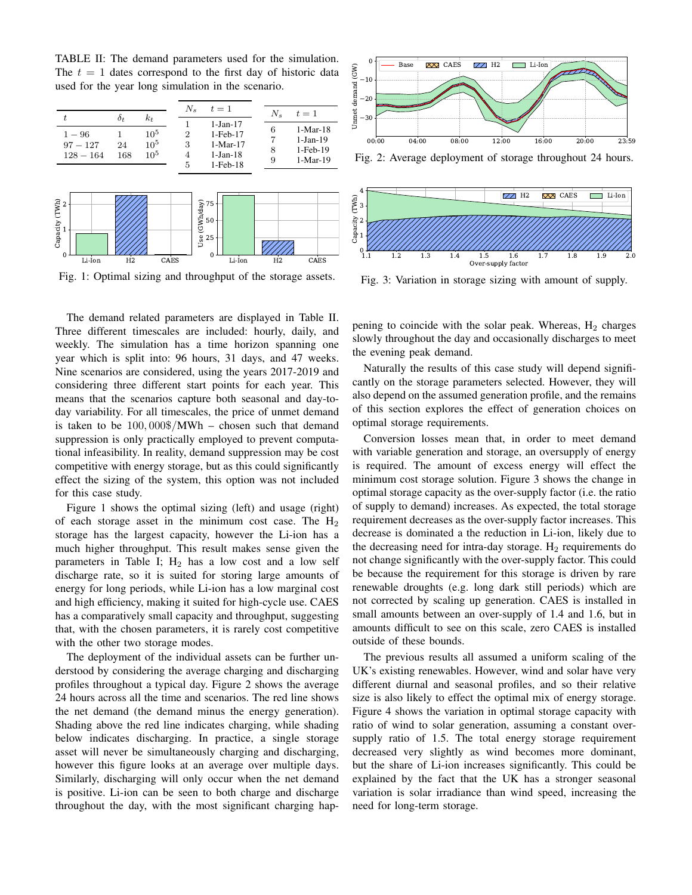TABLE II: The demand parameters used for the simulation. The $t = 1$ dates correspond to the first day of historic data used for the year long simulation in the scenario.

| $t$ | $\delta_t$ | $k_t$ |
|---|---|---|
| $1-96$ | 1 | $10^5$ |
| $97-127$ | 24 | $10^5$ |
| $128-164$ | 168 | $10^5$ |

| $N_s$ | $t=1$ |
|---|---|
| 1 | 1-Jan-17 |
| 2 | 1-Feb-17 |
| 3 | 1-Mar-17 |
| 4 | 1-Jan-18 |
| 5 | 1-Feb-18 |
| 6 | 1-Mar-18 |
| 7 | 1-Jan-19 |
| 8 | 1-Feb-19 |
| 9 | 1-Mar-19 |

Fig. 1: Optimal sizing and throughput of the storage assets.

Fig. 2: Average deployment of storage throughout 24 hours.

Fig. 3: Variation in storage sizing with amount of supply.

The demand related parameters are displayed in Table II. Three different timescales are included: hourly, daily, and weekly. The simulation has a time horizon spanning one year which is split into: 96 hours, 31 days, and 47 weeks. Nine scenarios are considered, using the years 2017-2019 and considering three different start points for each year. This means that the scenarios capture both seasonal and day-to-day variability. For all timescales, the price of unmet demand is taken to be $100,000$\$/MWh – chosen such that demand suppression is only practically employed to prevent computational infeasibility. In reality, demand suppression may be cost competitive with energy storage, but as this could significantly effect the sizing of the system, this option was not included for this case study.

Figure 1 shows the optimal sizing (left) and usage (right) of each storage asset in the minimum cost case. The $H_2$ storage has the largest capacity, however the Li-ion has a much higher throughput. This result makes sense given the parameters in Table I; $H_2$ has a low cost and a low self discharge rate, so it is suited for storing large amounts of energy for long periods, while Li-ion has a low marginal cost and high efficiency, making it suited for high-cycle use. CAES has a comparatively small capacity and throughput, suggesting that, with the chosen parameters, it is rarely cost competitive with the other two storage modes.

The deployment of the individual assets can be further understood by considering the average charging and discharging profiles throughout a typical day. Figure 2 shows the average 24 hours across all the time and scenarios. The red line shows the net demand (the demand minus the energy generation). Shading above the red line indicates charging, while shading below indicates discharging. In practice, a single storage asset will never be simultaneously charging and discharging, however this figure looks at an average over multiple days. Similarly, discharging will only occur when the net demand is positive. Li-ion can be seen to both charge and discharge throughout the day, with the most significant charging happening to coincide with the solar peak. Whereas, $H_2$ charges slowly throughout the day and occasionally discharges to meet the evening peak demand.

Naturally the results of this case study will depend significantly on the storage parameters selected. However, they will also depend on the assumed generation profile, and the remains of this section explores the effect of generation choices on optimal storage requirements.

Conversion losses mean that, in order to meet demand with variable generation and storage, an oversupply of energy is required. The amount of excess energy will effect the minimum cost storage solution. Figure 3 shows the change in optimal storage capacity as the over-supply factor (i.e. the ratio of supply to demand) increases. As expected, the total storage requirement decreases as the over-supply factor increases. This decrease is dominated a the reduction in Li-ion, likely due to the decreasing need for intra-day storage. $H_2$ requirements do not change significantly with the over-supply factor. This could be because the requirement for this storage is driven by rare renewable droughts (e.g. long dark still periods) which are not corrected by scaling up generation. CAES is installed in small amounts between an over-supply of 1.4 and 1.6, but in amounts difficult to see on this scale, zero CAES is installed outside of these bounds.

The previous results all assumed a uniform scaling of the UK's existing renewables. However, wind and solar have very different diurnal and seasonal profiles, and so their relative size is also likely to effect the optimal mix of energy storage. Figure 4 shows the variation in optimal storage capacity with ratio of wind to solar generation, assuming a constant over-supply ratio of 1.5. The total energy storage requirement decreased very slightly as wind becomes more dominant, but the share of Li-ion increases significantly. This could be explained by the fact that the UK has a stronger seasonal variation is solar irradiance than wind speed, increasing the need for long-term storage.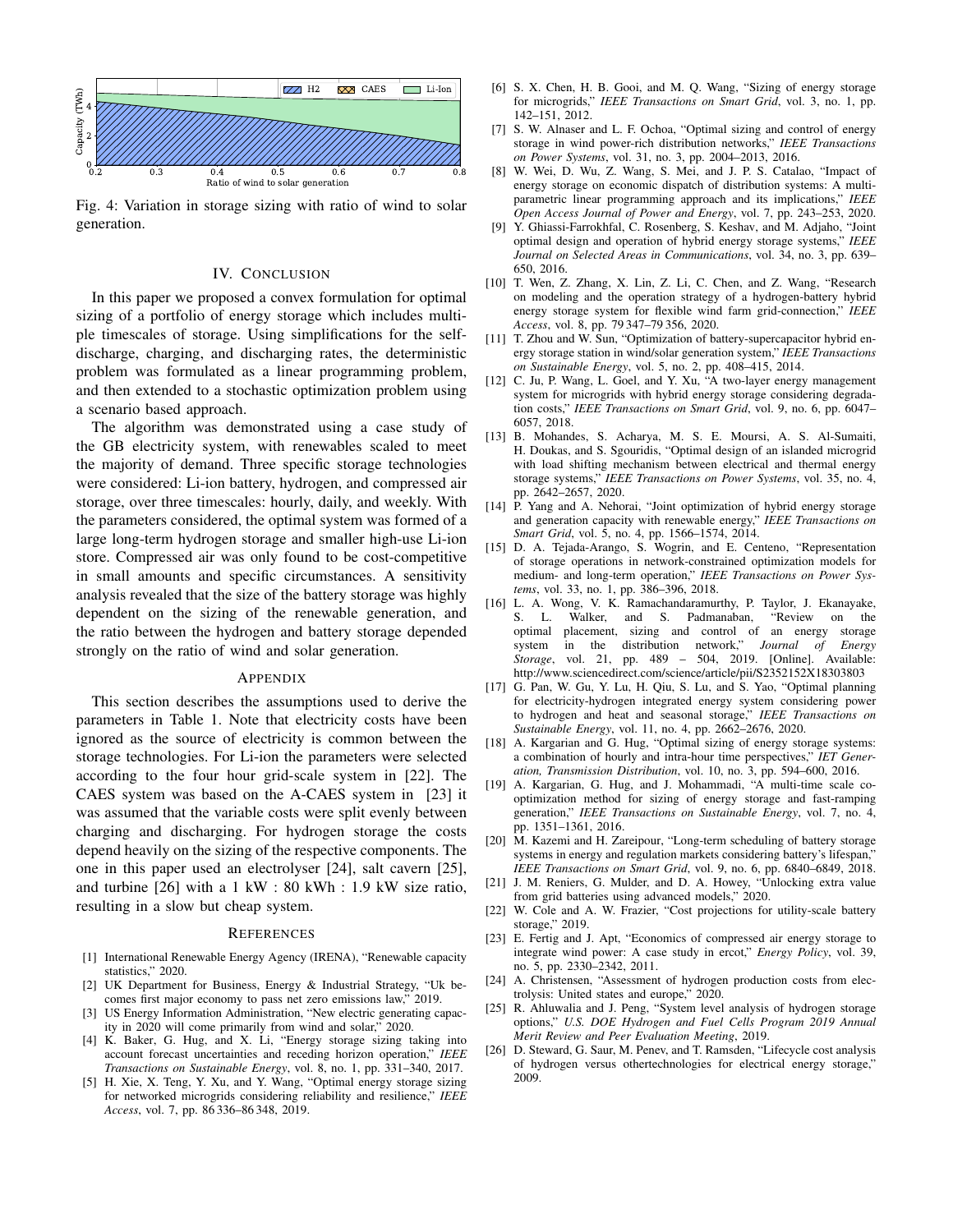Capacity (TWh)

4

2

0

0.2 0.3 0.4 0.5 0.6 0.7 0.8

Ratio of wind to solar generation

H2 CAES Li-Ion

Fig. 4: Variation in storage sizing with ratio of wind to solar generation.

## IV. Conclusion

In this paper we proposed a convex formulation for optimal sizing of a portfolio of energy storage which includes multiple timescales of storage. Using simplifications for the self-discharge, charging, and discharging rates, the deterministic problem was formulated as a linear programming problem, and then extended to a stochastic optimization problem using a scenario based approach.

The algorithm was demonstrated using a case study of the GB electricity system, with renewables scaled to meet the majority of demand. Three specific storage technologies were considered: Li-ion battery, hydrogen, and compressed air storage, over three timescales: hourly, daily, and weekly. With the parameters considered, the optimal system was formed of a large long-term hydrogen storage and smaller high-use Li-ion store. Compressed air was only found to be cost-competitive in small amounts and specific circumstances. A sensitivity analysis revealed that the size of the battery storage was highly dependent on the sizing of the renewable generation, and the ratio between the hydrogen and battery storage depended strongly on the ratio of wind and solar generation.

## Appendix

This section describes the assumptions used to derive the parameters in Table 1. Note that electricity costs have been ignored as the source of electricity is common between the storage technologies. For Li-ion the parameters were selected according to the four hour grid-scale system in [22]. The CAES system was based on the A-CAES system in [23] it was assumed that the variable costs were split evenly between charging and discharging. For hydrogen storage the costs depend heavily on the sizing of the respective components. The one in this paper used an electrolyser [24], salt cavern [25], and turbine [26] with a 1 kW : 80 kWh : 1.9 kW size ratio, resulting in a slow but cheap system.

## References

[1] International Renewable Energy Agency (IRENA), "Renewable capacity statistics," 2020.

[2] UK Department for Business, Energy & Industrial Strategy, "Uk becomes first major economy to pass net zero emissions law," 2019.

[3] US Energy Information Administration, "New electric generating capacity in 2020 will come primarily from wind and solar," 2020.

[4] K. Baker, G. Hug, and X. Li, "Energy storage sizing taking into account forecast uncertainties and receding horizon operation," *IEEE Transactions on Sustainable Energy*, vol. 8, no. 1, pp. 331–340, 2017.

[5] H. Xie, X. Teng, Y. Xu, and Y. Wang, "Optimal energy storage sizing for networked microgrids considering reliability and resilience," *IEEE Access*, vol. 7, pp. 86 336–86 348, 2019.

[6] S. X. Chen, H. B. Gooi, and M. Q. Wang, "Sizing of energy storage for microgrids," *IEEE Transactions on Smart Grid*, vol. 3, no. 1, pp. 142–151, 2012.

[7] S. W. Alnaser and L. F. Ochoa, "Optimal sizing and control of energy storage in wind power-rich distribution networks," *IEEE Transactions on Power Systems*, vol. 31, no. 3, pp. 2004–2013, 2016.

[8] W. Wei, D. Wu, Z. Wang, S. Mei, and J. P. S. Catalao, "Impact of energy storage on economic dispatch of distribution systems: A multi-parametric linear programming approach and its implications," *IEEE Open Access Journal of Power and Energy*, vol. 7, pp. 243–253, 2020.

[9] Y. Ghiassi-Farrokhfal, C. Rosenberg, S. Keshav, and M. Adjaho, "Joint optimal design and operation of hybrid energy storage systems," *IEEE Journal on Selected Areas in Communications*, vol. 34, no. 3, pp. 639–650, 2016.

[10] T. Wen, Z. Zhang, X. Lin, Z. Li, C. Chen, and Z. Wang, "Research on modeling and the operation strategy of a hydrogen-battery hybrid energy storage system for flexible wind farm grid-connection," *IEEE Access*, vol. 8, pp. 79 347–79 356, 2020.

[11] T. Zhou and W. Sun, "Optimization of battery-supercapacitor hybrid energy storage station in wind/solar generation system," *IEEE Transactions on Sustainable Energy*, vol. 5, no. 2, pp. 408–415, 2014.

[12] C. Ju, P. Wang, L. Goel, and Y. Xu, "A two-layer energy management system for microgrids with hybrid energy storage considering degradation costs," *IEEE Transactions on Smart Grid*, vol. 9, no. 6, pp. 6047–6057, 2018.

[13] B. Mohandes, S. Acharya, M. S. E. Moursi, A. S. Al-Sumaiti, H. Doukas, and S. Sgouridis, "Optimal design of an islanded microgrid with load shifting mechanism between electrical and thermal energy storage systems," *IEEE Transactions on Power Systems*, vol. 35, no. 4, pp. 2642–2657, 2020.

[14] P. Yang and A. Nehorai, "Joint optimization of hybrid energy storage and generation capacity with renewable energy," *IEEE Transactions on Smart Grid*, vol. 5, no. 4, pp. 1566–1574, 2014.

[15] D. A. Tejada-Arango, S. Wogrin, and E. Centeno, "Representation of storage operations in network-constrained optimization models for medium- and long-term operation," *IEEE Transactions on Power Systems*, vol. 33, no. 1, pp. 386–396, 2018.

[16] L. A. Wong, V. K. Ramachandaramurthy, P. Taylor, J. Ekanayake, S. L. Walker, and S. Padmanaban, "Review on the optimal placement, sizing and control of an energy storage system in the distribution network," *Journal of Energy Storage*, vol. 21, pp. 489 – 504, 2019. [Online]. Available: http://www.sciencedirect.com/science/article/pii/S2352152X18303803

[17] G. Pan, W. Gu, Y. Lu, H. Qiu, S. Lu, and S. Yao, "Optimal planning for electricity-hydrogen integrated energy system considering power to hydrogen and heat and seasonal storage," *IEEE Transactions on Sustainable Energy*, vol. 11, no. 4, pp. 2662–2676, 2020.

[18] A. Kargarian and G. Hug, "Optimal sizing of energy storage systems: a combination of hourly and intra-hour time perspectives," *IET Generation, Transmission Distribution*, vol. 10, no. 3, pp. 594–600, 2016.

[19] A. Kargarian, G. Hug, and J. Mohammadi, "A multi-time scale co-optimization method for sizing of energy storage and fast-ramping generation," *IEEE Transactions on Sustainable Energy*, vol. 7, no. 4, pp. 1351–1361, 2016.

[20] M. Kazemi and H. Zareipour, "Long-term scheduling of battery storage systems in energy and regulation markets considering battery's lifespan," *IEEE Transactions on Smart Grid*, vol. 9, no. 6, pp. 6840–6849, 2018.

[21] J. M. Reniers, G. Mulder, and D. A. Howey, "Unlocking extra value from grid batteries using advanced models," 2020.

[22] W. Cole and A. W. Frazier, "Cost projections for utility-scale battery storage," 2019.

[23] E. Fertig and J. Apt, "Economics of compressed air energy storage to integrate wind power: A case study in ercot," *Energy Policy*, vol. 39, no. 5, pp. 2330–2342, 2011.

[24] A. Christensen, "Assessment of hydrogen production costs from electrolysis: United states and europe," 2020.

[25] R. Ahluwalia and J. Peng, "System level analysis of hydrogen storage options," *U.S. DOE Hydrogen and Fuel Cells Program 2019 Annual Merit Review and Peer Evaluation Meeting*, 2019.

[26] D. Steward, G. Saur, M. Penev, and T. Ramsden, "Lifecycle cost analysis of hydrogen versus othertechnologies for electrical energy storage," 2009.